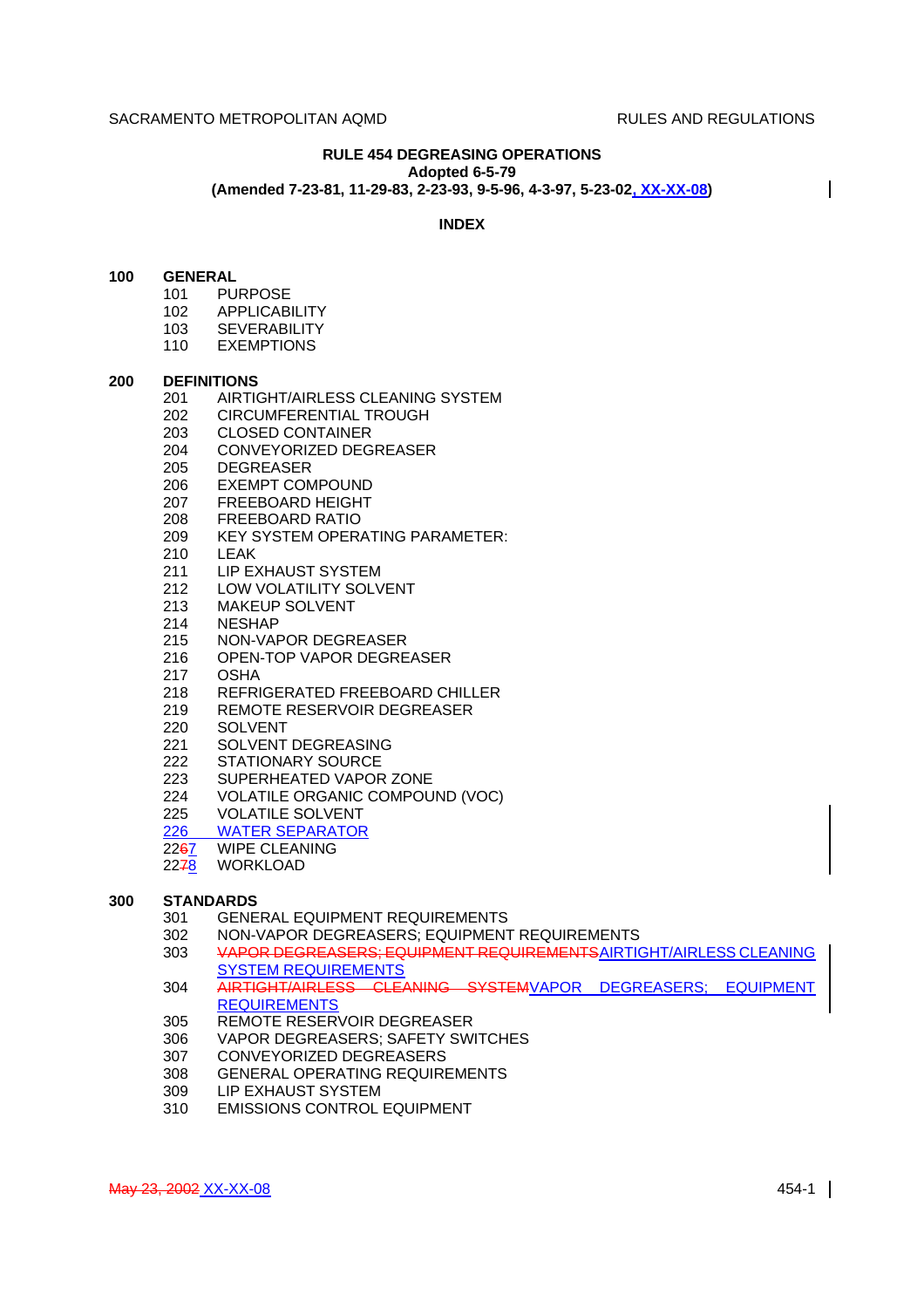# RULE 454 DEGREASING OPERATIONS

**Adopted 6-5-79**

**(Amended 7-23-81, 11-29-83, 2-23-93, 9-5-96, 4-3-97, 5-23-02, XX-XX-08)**

## INDEX

**100 GENERAL**

- 101 PURPOSE
- 102 APPLICABILITY
- 103 SEVERABILITY
- 110 EXEMPTIONS

**200 DEFINITIONS**

- 201 AIRTIGHT/AIRLESS CLEANING SYSTEM
- 202 CIRCUMFERENTIAL TROUGH
- 203 CLOSED CONTAINER
- 204 CONVEYORIZED DEGREASER
- 205 DEGREASER
- 206 EXEMPT COMPOUND
- 207 FREEBOARD HEIGHT
- 208 FREEBOARD RATIO
- 209 KEY SYSTEM OPERATING PARAMETER:
- 210 LEAK
- 211 LIP EXHAUST SYSTEM
- 212 LOW VOLATILITY SOLVENT
- 213 MAKEUP SOLVENT
- 214 NESHAP
- 215 NON-VAPOR DEGREASER
- 216 OPEN-TOP VAPOR DEGREASER
- 217 OSHA
- 218 REFRIGERATED FREEBOARD CHILLER
- 219 REMOTE RESERVOIR DEGREASER
- 220 SOLVENT
- 221 SOLVENT DEGREASING
- 222 STATIONARY SOURCE
- 223 SUPERHEATED VAPOR ZONE
- 224 VOLATILE ORGANIC COMPOUND (VOC)
- 225 VOLATILE SOLVENT
- 226 WATER SEPARATOR
- ~~226~~ 227 WIPE CLEANING
- ~~227~~ 228 WORKLOAD

**300 STANDARDS**

- 301 GENERAL EQUIPMENT REQUIREMENTS
- 302 NON-VAPOR DEGREASERS; EQUIPMENT REQUIREMENTS
- 303 ~~VAPOR DEGREASERS; EQUIPMENT REQUIREMENTS~~ AIRTIGHT/AIRLESS CLEANING SYSTEM REQUIREMENTS
- 304 ~~AIRTIGHT/AIRLESS CLEANING SYSTEM~~ VAPOR DEGREASERS; EQUIPMENT REQUIREMENTS
- 305 REMOTE RESERVOIR DEGREASER
- 306 VAPOR DEGREASERS; SAFETY SWITCHES
- 307 CONVEYORIZED DEGREASERS
- 308 GENERAL OPERATING REQUIREMENTS
- 309 LIP EXHAUST SYSTEM
- 310 EMISSIONS CONTROL EQUIPMENT

~~May 23, 2002~~ XX-XX-08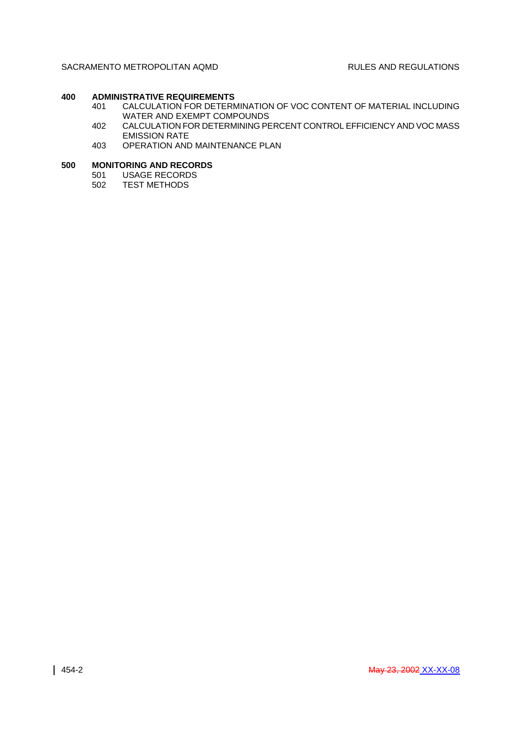**400 ADMINISTRATIVE REQUIREMENTS**

- 401 CALCULATION FOR DETERMINATION OF VOC CONTENT OF MATERIAL INCLUDING WATER AND EXEMPT COMPOUNDS
- 402 CALCULATION FOR DETERMINING PERCENT CONTROL EFFICIENCY AND VOC MASS EMISSION RATE
- 403 OPERATION AND MAINTENANCE PLAN

**500 MONITORING AND RECORDS**

- 501 USAGE RECORDS
- 502 TEST METHODS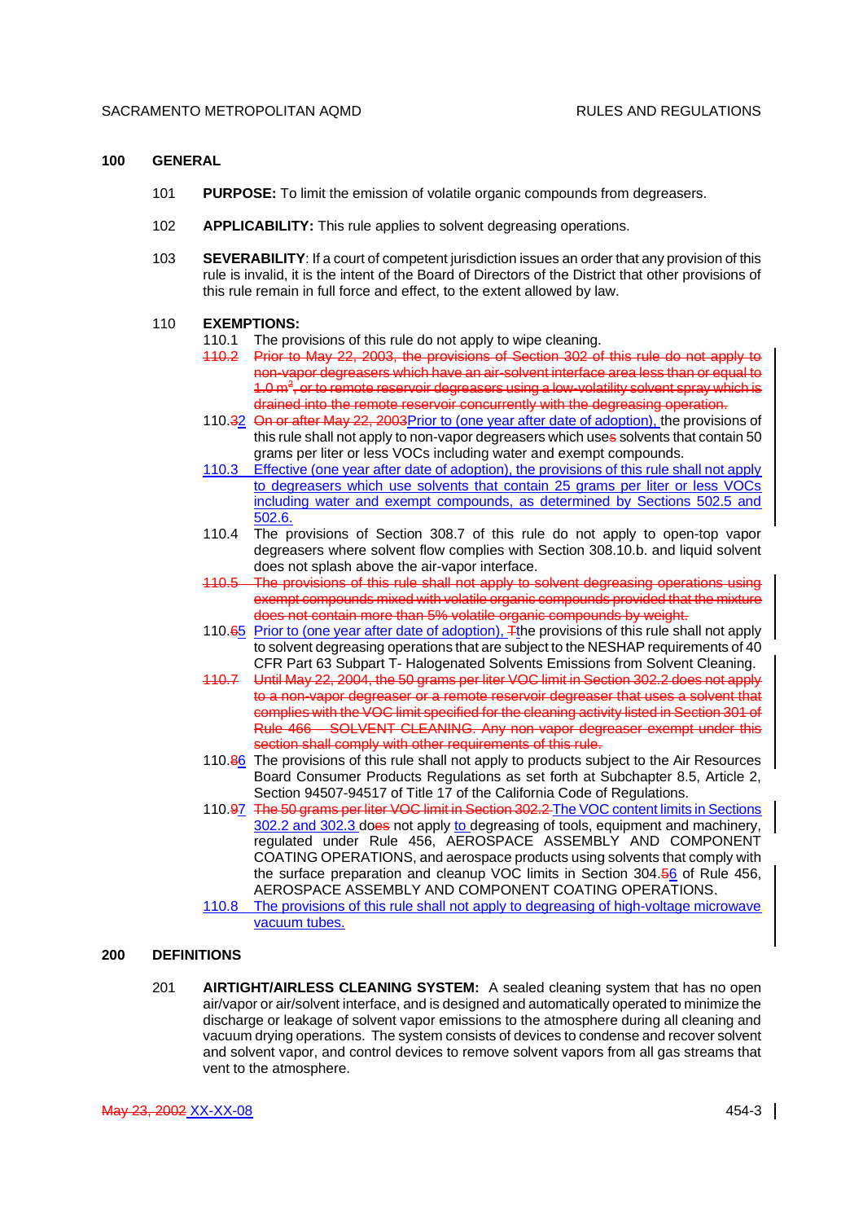## 100 GENERAL

101 **PURPOSE:** To limit the emission of volatile organic compounds from degreasers.

102 **APPLICABILITY:** This rule applies to solvent degreasing operations.

103 **SEVERABILITY**: If a court of competent jurisdiction issues an order that any provision of this rule is invalid, it is the intent of the Board of Directors of the District that other provisions of this rule remain in full force and effect, to the extent allowed by law.

110 **EXEMPTIONS:**

110.1 The provisions of this rule do not apply to wipe cleaning.

~~110.2 Prior to May 22, 2003, the provisions of Section 302 of this rule do not apply to non-vapor degreasers which have an air-solvent interface area less than or equal to $1.0\ m^2$, or to remote reservoir degreasers using a low-volatility solvent spray which is drained into the remote reservoir concurrently with the degreasing operation.~~

110.~~3~~<u>2</u> ~~On or after May 22, 2003~~<u>Prior to (one year after date of adoption),</u> the provisions of this rule shall not apply to non-vapor degreasers which use~~s~~ solvents that contain 50 grams per liter or less VOCs including water and exempt compounds.

<u>110.3 Effective (one year after date of adoption), the provisions of this rule shall not apply to degreasers which use solvents that contain 25 grams per liter or less VOCs including water and exempt compounds, as determined by Sections 502.5 and 502.6.</u>

110.4 The provisions of Section 308.7 of this rule do not apply to open-top vapor degreasers where solvent flow complies with Section 308.10.b. and liquid solvent does not splash above the air-vapor interface.

~~110.5 The provisions of this rule shall not apply to solvent degreasing operations using exempt compounds mixed with volatile organic compounds provided that the mixture does not contain more than 5% volatile organic compounds by weight.~~

110.~~6~~<u>5</u> <u>Prior to (one year after date of adoption),</u> ~~T~~the provisions of this rule shall not apply to solvent degreasing operations that are subject to the NESHAP requirements of 40 CFR Part 63 Subpart T- Halogenated Solvents Emissions from Solvent Cleaning.

~~110.7 Until May 22, 2004, the 50 grams per liter VOC limit in Section 302.2 does not apply to a non-vapor degreaser or a remote reservoir degreaser that uses a solvent that complies with the VOC limit specified for the cleaning activity listed in Section 301 of Rule 466 – SOLVENT CLEANING. Any non-vapor degreaser exempt under this section shall comply with other requirements of this rule.~~

110.~~8~~<u>6</u> The provisions of this rule shall not apply to products subject to the Air Resources Board Consumer Products Regulations as set forth at Subchapter 8.5, Article 2, Section 94507-94517 of Title 17 of the California Code of Regulations.

110.~~9~~<u>7</u> ~~The 50 grams per liter VOC limit in Section 302.2~~ <u>The VOC content limits in Sections 302.2 and 302.3</u> do~~es~~ not apply <u>to</u> degreasing of tools, equipment and machinery, regulated under Rule 456, AEROSPACE ASSEMBLY AND COMPONENT COATING OPERATIONS, and aerospace products using solvents that comply with the surface preparation and cleanup VOC limits in Section 304.~~5~~<u>6</u> of Rule 456, AEROSPACE ASSEMBLY AND COMPONENT COATING OPERATIONS.

<u>110.8 The provisions of this rule shall not apply to degreasing of high-voltage microwave vacuum tubes.</u>

## 200 DEFINITIONS

201 **AIRTIGHT/AIRLESS CLEANING SYSTEM:** A sealed cleaning system that has no open air/vapor or air/solvent interface, and is designed and automatically operated to minimize the discharge or leakage of solvent vapor emissions to the atmosphere during all cleaning and vacuum drying operations. The system consists of devices to condense and recover solvent and solvent vapor, and control devices to remove solvent vapors from all gas streams that vent to the atmosphere.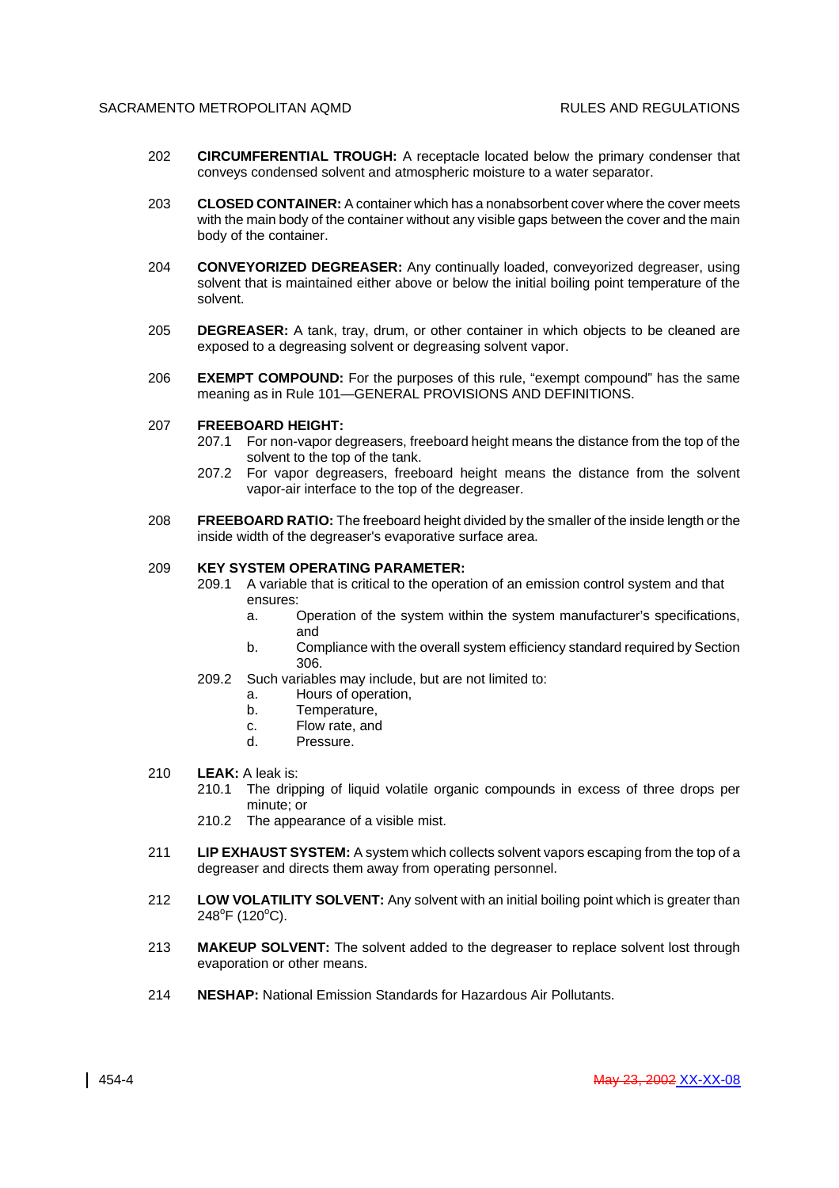202 **CIRCUMFERENTIAL TROUGH:** A receptacle located below the primary condenser that conveys condensed solvent and atmospheric moisture to a water separator.

203 **CLOSED CONTAINER:** A container which has a nonabsorbent cover where the cover meets with the main body of the container without any visible gaps between the cover and the main body of the container.

204 **CONVEYORIZED DEGREASER:** Any continually loaded, conveyorized degreaser, using solvent that is maintained either above or below the initial boiling point temperature of the solvent.

205 **DEGREASER:** A tank, tray, drum, or other container in which objects to be cleaned are exposed to a degreasing solvent or degreasing solvent vapor.

206 **EXEMPT COMPOUND:** For the purposes of this rule, "exempt compound" has the same meaning as in Rule 101—GENERAL PROVISIONS AND DEFINITIONS.

207 **FREEBOARD HEIGHT:**

207.1 For non-vapor degreasers, freeboard height means the distance from the top of the solvent to the top of the tank.

207.2 For vapor degreasers, freeboard height means the distance from the solvent vapor-air interface to the top of the degreaser.

208 **FREEBOARD RATIO:** The freeboard height divided by the smaller of the inside length or the inside width of the degreaser's evaporative surface area.

209 **KEY SYSTEM OPERATING PARAMETER:**

209.1 A variable that is critical to the operation of an emission control system and that ensures:

a. Operation of the system within the system manufacturer's specifications, and

b. Compliance with the overall system efficiency standard required by Section 306.

209.2 Such variables may include, but are not limited to:

a. Hours of operation,

b. Temperature,

c. Flow rate, and

d. Pressure.

210 **LEAK:** A leak is:

210.1 The dripping of liquid volatile organic compounds in excess of three drops per minute; or

210.2 The appearance of a visible mist.

211 **LIP EXHAUST SYSTEM:** A system which collects solvent vapors escaping from the top of a degreaser and directs them away from operating personnel.

212 **LOW VOLATILITY SOLVENT:** Any solvent with an initial boiling point which is greater than 248°F (120°C).

213 **MAKEUP SOLVENT:** The solvent added to the degreaser to replace solvent lost through evaporation or other means.

214 **NESHAP:** National Emission Standards for Hazardous Air Pollutants.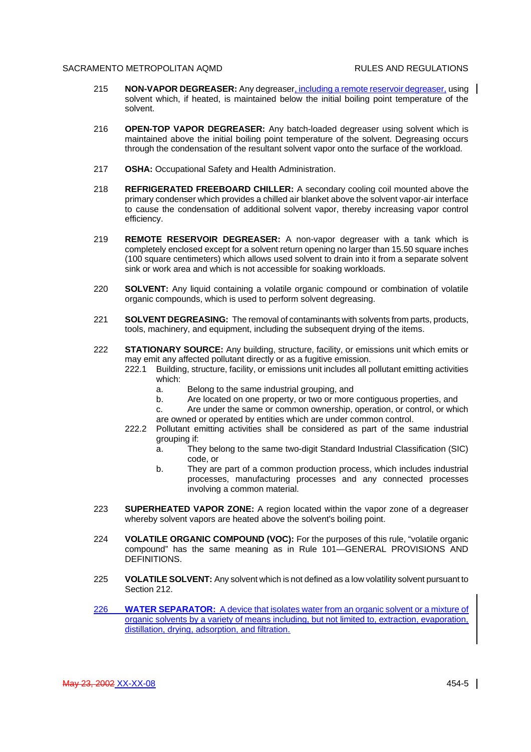215 **NON-VAPOR DEGREASER:** Any degreaser, including a remote reservoir degreaser, using solvent which, if heated, is maintained below the initial boiling point temperature of the solvent.

216 **OPEN-TOP VAPOR DEGREASER:** Any batch-loaded degreaser using solvent which is maintained above the initial boiling point temperature of the solvent. Degreasing occurs through the condensation of the resultant solvent vapor onto the surface of the workload.

217 **OSHA:** Occupational Safety and Health Administration.

218 **REFRIGERATED FREEBOARD CHILLER:** A secondary cooling coil mounted above the primary condenser which provides a chilled air blanket above the solvent vapor-air interface to cause the condensation of additional solvent vapor, thereby increasing vapor control efficiency.

219 **REMOTE RESERVOIR DEGREASER:** A non-vapor degreaser with a tank which is completely enclosed except for a solvent return opening no larger than 15.50 square inches (100 square centimeters) which allows used solvent to drain into it from a separate solvent sink or work area and which is not accessible for soaking workloads.

220 **SOLVENT:** Any liquid containing a volatile organic compound or combination of volatile organic compounds, which is used to perform solvent degreasing.

221 **SOLVENT DEGREASING:** The removal of contaminants with solvents from parts, products, tools, machinery, and equipment, including the subsequent drying of the items.

222 **STATIONARY SOURCE:** Any building, structure, facility, or emissions unit which emits or may emit any affected pollutant directly or as a fugitive emission.

222.1 Building, structure, facility, or emissions unit includes all pollutant emitting activities which:

a. Belong to the same industrial grouping, and

b. Are located on one property, or two or more contiguous properties, and

c. Are under the same or common ownership, operation, or control, or which are owned or operated by entities which are under common control.

222.2 Pollutant emitting activities shall be considered as part of the same industrial grouping if:

a. They belong to the same two-digit Standard Industrial Classification (SIC) code, or

b. They are part of a common production process, which includes industrial processes, manufacturing processes and any connected processes involving a common material.

223 **SUPERHEATED VAPOR ZONE:** A region located within the vapor zone of a degreaser whereby solvent vapors are heated above the solvent's boiling point.

224 **VOLATILE ORGANIC COMPOUND (VOC):** For the purposes of this rule, "volatile organic compound" has the same meaning as in Rule 101—GENERAL PROVISIONS AND DEFINITIONS.

225 **VOLATILE SOLVENT:** Any solvent which is not defined as a low volatility solvent pursuant to Section 212.

226 **WATER SEPARATOR:** A device that isolates water from an organic solvent or a mixture of organic solvents by a variety of means including, but not limited to, extraction, evaporation, distillation, drying, adsorption, and filtration.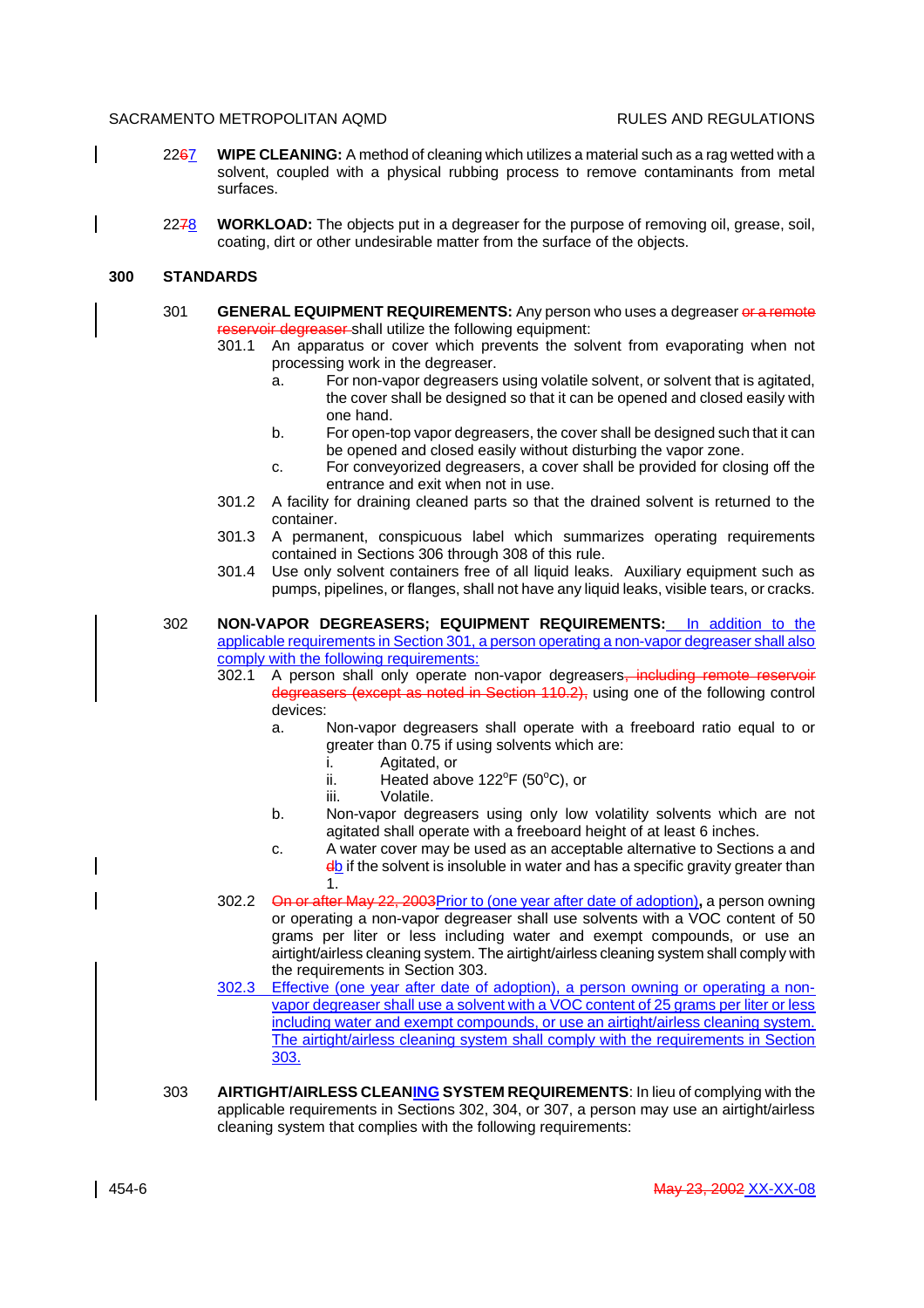226~~6~~7 **WIPE CLEANING:** A method of cleaning which utilizes a material such as a rag wetted with a solvent, coupled with a physical rubbing process to remove contaminants from metal surfaces.

227~~7~~8 **WORKLOAD:** The objects put in a degreaser for the purpose of removing oil, grease, soil, coating, dirt or other undesirable matter from the surface of the objects.

## 300 STANDARDS

301 **GENERAL EQUIPMENT REQUIREMENTS:** Any person who uses a degreaser ~~or a remote reservoir degreaser~~ shall utilize the following equipment:

301.1 An apparatus or cover which prevents the solvent from evaporating when not processing work in the degreaser.

a. For non-vapor degreasers using volatile solvent, or solvent that is agitated, the cover shall be designed so that it can be opened and closed easily with one hand.

b. For open-top vapor degreasers, the cover shall be designed such that it can be opened and closed easily without disturbing the vapor zone.

c. For conveyorized degreasers, a cover shall be provided for closing off the entrance and exit when not in use.

301.2 A facility for draining cleaned parts so that the drained solvent is returned to the container.

301.3 A permanent, conspicuous label which summarizes operating requirements contained in Sections 306 through 308 of this rule.

301.4 Use only solvent containers free of all liquid leaks. Auxiliary equipment such as pumps, pipelines, or flanges, shall not have any liquid leaks, visible tears, or cracks.

302 **NON-VAPOR DEGREASERS; EQUIPMENT REQUIREMENTS:** In addition to the applicable requirements in Section 301, a person operating a non-vapor degreaser shall also comply with the following requirements:

302.1 A person shall only operate non-vapor degreasers~~, including remote reservoir degreasers (except as noted in Section 110.2),~~ using one of the following control devices:

a. Non-vapor degreasers shall operate with a freeboard ratio equal to or greater than 0.75 if using solvents which are:

i. Agitated, or

ii. Heated above 122°F (50°C), or

iii. Volatile.

b. Non-vapor degreasers using only low volatility solvents which are not agitated shall operate with a freeboard height of at least 6 inches.

c. A water cover may be used as an acceptable alternative to Sections a and ~~d~~b if the solvent is insoluble in water and has a specific gravity greater than 1.

302.2 ~~On or after May 22, 2003~~Prior to (one year after date of adoption)**,** a person owning or operating a non-vapor degreaser shall use solvents with a VOC content of 50 grams per liter or less including water and exempt compounds, or use an airtight/airless cleaning system. The airtight/airless cleaning system shall comply with the requirements in Section 303.

302.3 Effective (one year after date of adoption), a person owning or operating a non-vapor degreaser shall use a solvent with a VOC content of 25 grams per liter or less including water and exempt compounds, or use an airtight/airless cleaning system. The airtight/airless cleaning system shall comply with the requirements in Section 303.

303 **AIRTIGHT/AIRLESS CLEANING SYSTEM REQUIREMENTS**: In lieu of complying with the applicable requirements in Sections 302, 304, or 307, a person may use an airtight/airless cleaning system that complies with the following requirements: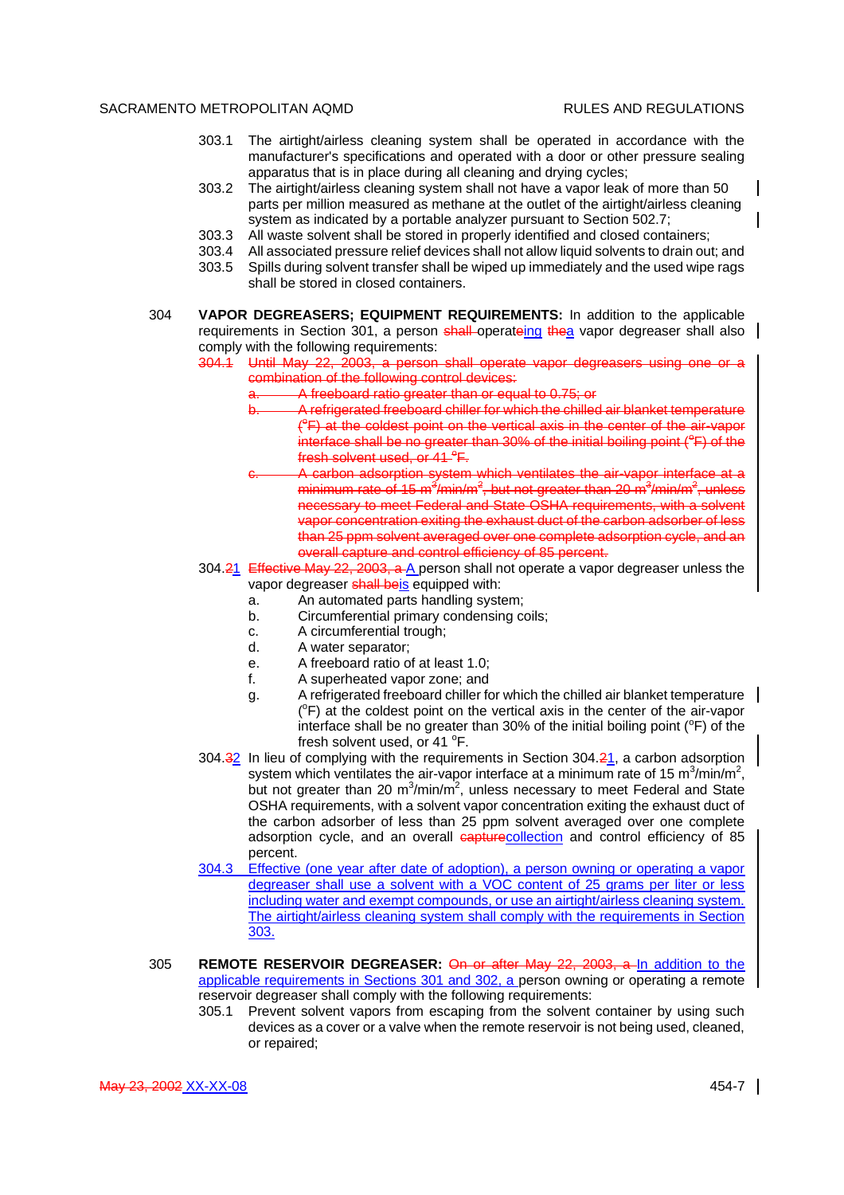303.1 The airtight/airless cleaning system shall be operated in accordance with the manufacturer's specifications and operated with a door or other pressure sealing apparatus that is in place during all cleaning and drying cycles;

303.2 The airtight/airless cleaning system shall not have a vapor leak of more than 50 parts per million measured as methane at the outlet of the airtight/airless cleaning system as indicated by a portable analyzer pursuant to Section 502.7;

303.3 All waste solvent shall be stored in properly identified and closed containers;

303.4 All associated pressure relief devices shall not allow liquid solvents to drain out; and

303.5 Spills during solvent transfer shall be wiped up immediately and the used wipe rags shall be stored in closed containers.

304 **VAPOR DEGREASERS; EQUIPMENT REQUIREMENTS:** In addition to the applicable requirements in Section 301, a person ~~shall~~ operate~~ing~~ ~~the~~a vapor degreaser shall also comply with the following requirements:

~~304.1 Until May 22, 2003, a person shall operate vapor degreasers using one or a combination of the following control devices:~~

~~a. A freeboard ratio greater than or equal to 0.75; or~~

~~b. A refrigerated freeboard chiller for which the chilled air blanket temperature (°F) at the coldest point on the vertical axis in the center of the air-vapor interface shall be no greater than 30% of the initial boiling point (°F) of the fresh solvent used, or 41 °F.~~

~~c. A carbon adsorption system which ventilates the air-vapor interface at a minimum rate of 15 $m^3/min/m^2$, but not greater than 20 $m^3/min/m^2$, unless necessary to meet Federal and State OSHA requirements, with a solvent vapor concentration exiting the exhaust duct of the carbon adsorber of less than 25 ppm solvent averaged over one complete adsorption cycle, and an overall capture and control efficiency of 85 percent.~~

304.~~2~~1 ~~Effective May 22, 2003, a~~ A person shall not operate a vapor degreaser unless the vapor degreaser ~~shall be~~is equipped with:

a. An automated parts handling system;

b. Circumferential primary condensing coils;

c. A circumferential trough;

d. A water separator;

e. A freeboard ratio of at least 1.0;

f. A superheated vapor zone; and

g. A refrigerated freeboard chiller for which the chilled air blanket temperature (°F) at the coldest point on the vertical axis in the center of the air-vapor interface shall be no greater than 30% of the initial boiling point (°F) of the fresh solvent used, or 41 °F.

304.~~3~~2 In lieu of complying with the requirements in Section 304.~~2~~1, a carbon adsorption system which ventilates the air-vapor interface at a minimum rate of 15 $m^3/min/m^2$, but not greater than 20 $m^3/min/m^2$, unless necessary to meet Federal and State OSHA requirements, with a solvent vapor concentration exiting the exhaust duct of the carbon adsorber of less than 25 ppm solvent averaged over one complete adsorption cycle, and an overall ~~capture~~collection and control efficiency of 85 percent.

304.3 Effective (one year after date of adoption), a person owning or operating a vapor degreaser shall use a solvent with a VOC content of 25 grams per liter or less including water and exempt compounds, or use an airtight/airless cleaning system. The airtight/airless cleaning system shall comply with the requirements in Section 303.

305 **REMOTE RESERVOIR DEGREASER:** ~~On or after May 22, 2003, a~~ In addition to the applicable requirements in Sections 301 and 302, a person owning or operating a remote reservoir degreaser shall comply with the following requirements:

305.1 Prevent solvent vapors from escaping from the solvent container by using such devices as a cover or a valve when the remote reservoir is not being used, cleaned, or repaired;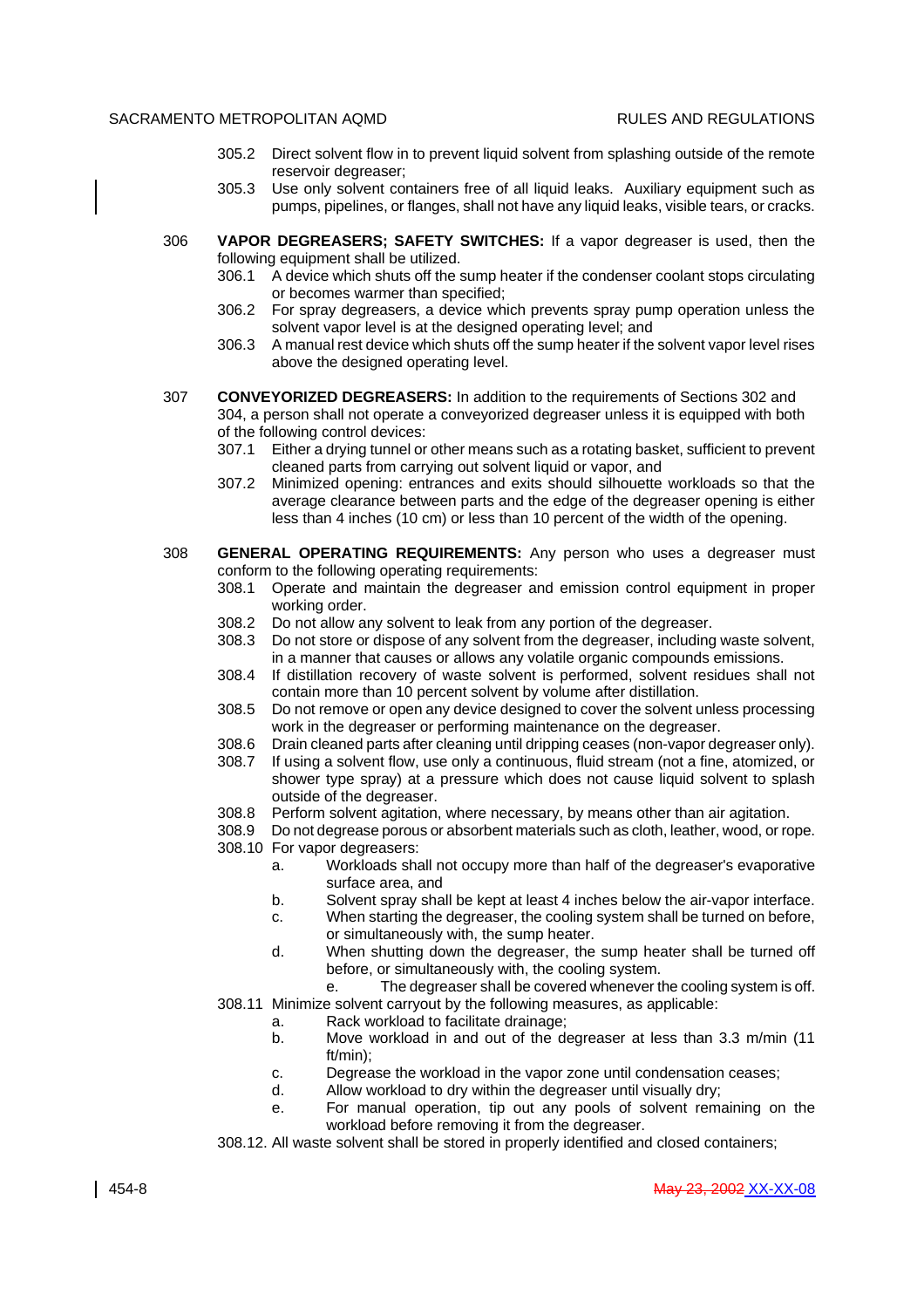305.2 Direct solvent flow in to prevent liquid solvent from splashing outside of the remote reservoir degreaser;

305.3 Use only solvent containers free of all liquid leaks. Auxiliary equipment such as pumps, pipelines, or flanges, shall not have any liquid leaks, visible tears, or cracks.

306 **VAPOR DEGREASERS; SAFETY SWITCHES:** If a vapor degreaser is used, then the following equipment shall be utilized.

306.1 A device which shuts off the sump heater if the condenser coolant stops circulating or becomes warmer than specified;

306.2 For spray degreasers, a device which prevents spray pump operation unless the solvent vapor level is at the designed operating level; and

306.3 A manual rest device which shuts off the sump heater if the solvent vapor level rises above the designed operating level.

307 **CONVEYORIZED DEGREASERS:** In addition to the requirements of Sections 302 and 304, a person shall not operate a conveyorized degreaser unless it is equipped with both of the following control devices:

307.1 Either a drying tunnel or other means such as a rotating basket, sufficient to prevent cleaned parts from carrying out solvent liquid or vapor, and

307.2 Minimized opening: entrances and exits should silhouette workloads so that the average clearance between parts and the edge of the degreaser opening is either less than 4 inches (10 cm) or less than 10 percent of the width of the opening.

308 **GENERAL OPERATING REQUIREMENTS:** Any person who uses a degreaser must conform to the following operating requirements:

308.1 Operate and maintain the degreaser and emission control equipment in proper working order.

308.2 Do not allow any solvent to leak from any portion of the degreaser.

308.3 Do not store or dispose of any solvent from the degreaser, including waste solvent, in a manner that causes or allows any volatile organic compounds emissions.

308.4 If distillation recovery of waste solvent is performed, solvent residues shall not contain more than 10 percent solvent by volume after distillation.

308.5 Do not remove or open any device designed to cover the solvent unless processing work in the degreaser or performing maintenance on the degreaser.

308.6 Drain cleaned parts after cleaning until dripping ceases (non-vapor degreaser only).

308.7 If using a solvent flow, use only a continuous, fluid stream (not a fine, atomized, or shower type spray) at a pressure which does not cause liquid solvent to splash outside of the degreaser.

308.8 Perform solvent agitation, where necessary, by means other than air agitation.

308.9 Do not degrease porous or absorbent materials such as cloth, leather, wood, or rope.

308.10 For vapor degreasers:

a. Workloads shall not occupy more than half of the degreaser's evaporative surface area, and

b. Solvent spray shall be kept at least 4 inches below the air-vapor interface.

c. When starting the degreaser, the cooling system shall be turned on before, or simultaneously with, the sump heater.

d. When shutting down the degreaser, the sump heater shall be turned off before, or simultaneously with, the cooling system.

e. The degreaser shall be covered whenever the cooling system is off.

308.11 Minimize solvent carryout by the following measures, as applicable:

a. Rack workload to facilitate drainage;

b. Move workload in and out of the degreaser at less than 3.3 m/min (11 ft/min);

c. Degrease the workload in the vapor zone until condensation ceases;

d. Allow workload to dry within the degreaser until visually dry;

e. For manual operation, tip out any pools of solvent remaining on the workload before removing it from the degreaser.

308.12. All waste solvent shall be stored in properly identified and closed containers;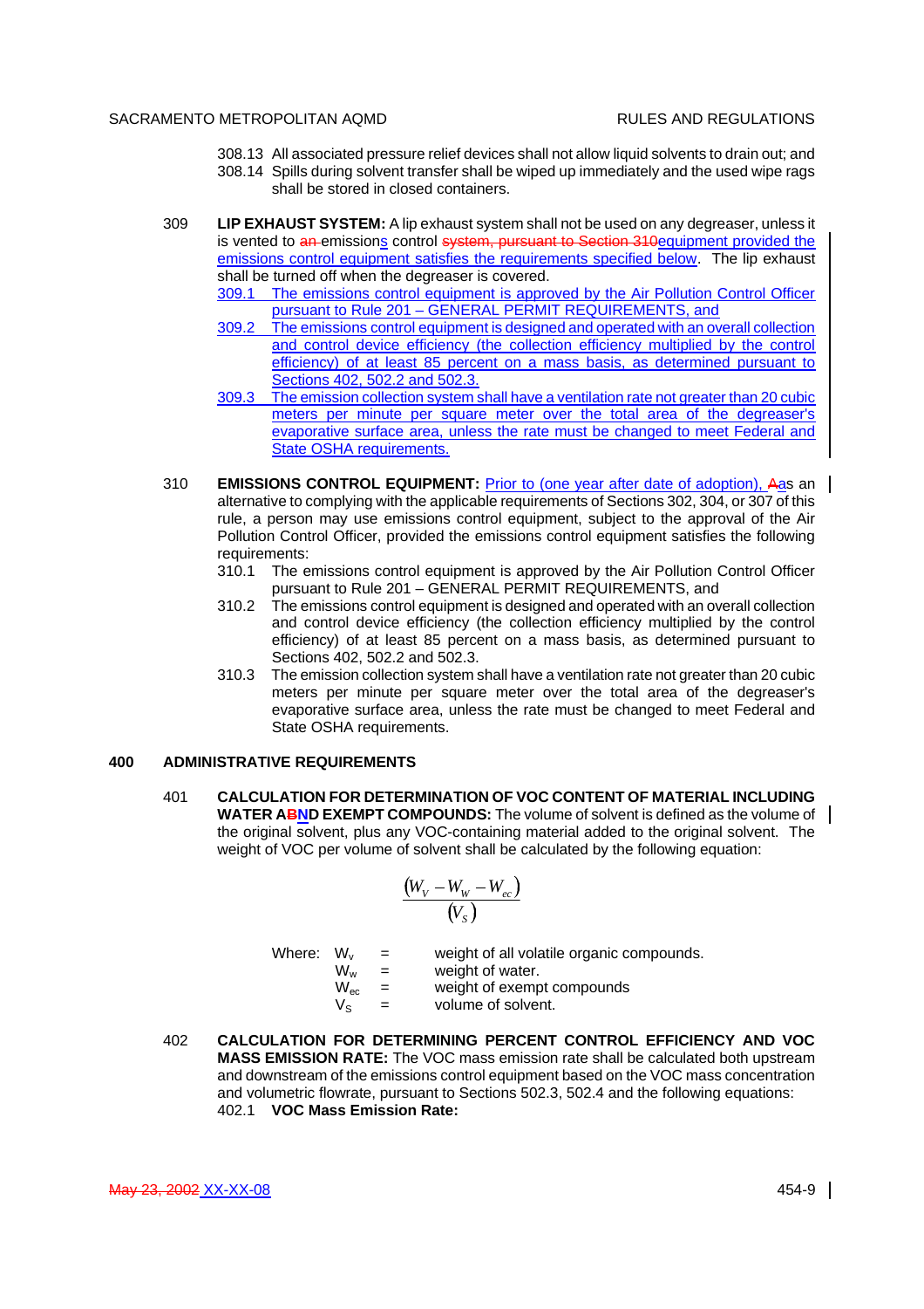308.13 All associated pressure relief devices shall not allow liquid solvents to drain out; and

308.14 Spills during solvent transfer shall be wiped up immediately and the used wipe rags shall be stored in closed containers.

309 **LIP EXHAUST SYSTEM:** A lip exhaust system shall not be used on any degreaser, unless it is vented to ~~an~~ emissions control ~~system, pursuant to Section 310~~equipment provided the emissions control equipment satisfies the requirements specified below. The lip exhaust shall be turned off when the degreaser is covered.

309.1 The emissions control equipment is approved by the Air Pollution Control Officer pursuant to Rule 201 – GENERAL PERMIT REQUIREMENTS, and

309.2 The emissions control equipment is designed and operated with an overall collection and control device efficiency (the collection efficiency multiplied by the control efficiency) of at least 85 percent on a mass basis, as determined pursuant to Sections 402, 502.2 and 502.3.

309.3 The emission collection system shall have a ventilation rate not greater than 20 cubic meters per minute per square meter over the total area of the degreaser's evaporative surface area, unless the rate must be changed to meet Federal and State OSHA requirements.

310 **EMISSIONS CONTROL EQUIPMENT:** Prior to (one year after date of adoption), ~~A~~as an alternative to complying with the applicable requirements of Sections 302, 304, or 307 of this rule, a person may use emissions control equipment, subject to the approval of the Air Pollution Control Officer, provided the emissions control equipment satisfies the following requirements:

310.1 The emissions control equipment is approved by the Air Pollution Control Officer pursuant to Rule 201 – GENERAL PERMIT REQUIREMENTS, and

310.2 The emissions control equipment is designed and operated with an overall collection and control device efficiency (the collection efficiency multiplied by the control efficiency) of at least 85 percent on a mass basis, as determined pursuant to Sections 402, 502.2 and 502.3.

310.3 The emission collection system shall have a ventilation rate not greater than 20 cubic meters per minute per square meter over the total area of the degreaser's evaporative surface area, unless the rate must be changed to meet Federal and State OSHA requirements.

## 400 ADMINISTRATIVE REQUIREMENTS

401 **CALCULATION FOR DETERMINATION OF VOC CONTENT OF MATERIAL INCLUDING WATER A~~B~~ND EXEMPT COMPOUNDS:** The volume of solvent is defined as the volume of the original solvent, plus any VOC-containing material added to the original solvent. The weight of VOC per volume of solvent shall be calculated by the following equation:

$$\frac{(W_V - W_W - W_{ec})}{(V_S)}$$

Where:
- $W_v$ = weight of all volatile organic compounds.
- $W_w$ = weight of water.
- $W_{ec}$ = weight of exempt compounds
- $V_S$ = volume of solvent.

402 **CALCULATION FOR DETERMINING PERCENT CONTROL EFFICIENCY AND VOC MASS EMISSION RATE:** The VOC mass emission rate shall be calculated both upstream and downstream of the emissions control equipment based on the VOC mass concentration and volumetric flowrate, pursuant to Sections 502.3, 502.4 and the following equations:

402.1 **VOC Mass Emission Rate:**

~~May 23, 2002~~ XX-XX-08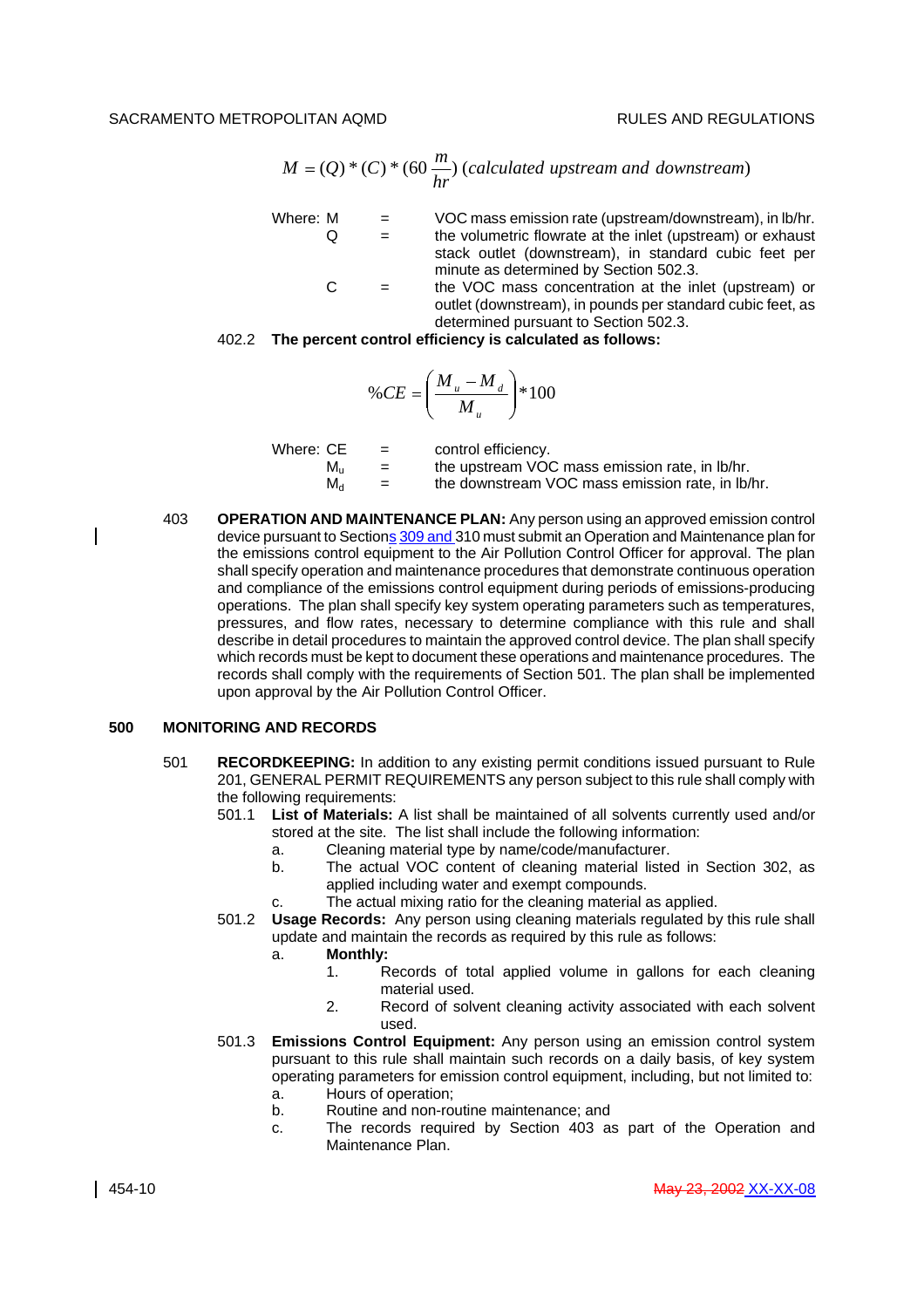$$M = (Q) * (C) * (60 \frac{m}{hr}) \; (calculated\ upstream\ and\ downstream)$$

Where: M = VOC mass emission rate (upstream/downstream), in lb/hr.
Q = the volumetric flowrate at the inlet (upstream) or exhaust stack outlet (downstream), in standard cubic feet per minute as determined by Section 502.3.
C = the VOC mass concentration at the inlet (upstream) or outlet (downstream), in pounds per standard cubic feet, as determined pursuant to Section 502.3.

402.2 **The percent control efficiency is calculated as follows:**

$$\%CE = \left( \frac{M_u - M_d}{M_u} \right) * 100$$

Where: CE = control efficiency.
$M_u$ = the upstream VOC mass emission rate, in lb/hr.
$M_d$ = the downstream VOC mass emission rate, in lb/hr.

403 **OPERATION AND MAINTENANCE PLAN:** Any person using an approved emission control device pursuant to Sections 309 and 310 must submit an Operation and Maintenance plan for the emissions control equipment to the Air Pollution Control Officer for approval. The plan shall specify operation and maintenance procedures that demonstrate continuous operation and compliance of the emissions control equipment during periods of emissions-producing operations. The plan shall specify key system operating parameters such as temperatures, pressures, and flow rates, necessary to determine compliance with this rule and shall describe in detail procedures to maintain the approved control device. The plan shall specify which records must be kept to document these operations and maintenance procedures. The records shall comply with the requirements of Section 501. The plan shall be implemented upon approval by the Air Pollution Control Officer.

## 500 MONITORING AND RECORDS

501 **RECORDKEEPING:** In addition to any existing permit conditions issued pursuant to Rule 201, GENERAL PERMIT REQUIREMENTS any person subject to this rule shall comply with the following requirements:

501.1 **List of Materials:** A list shall be maintained of all solvents currently used and/or stored at the site. The list shall include the following information:

a. Cleaning material type by name/code/manufacturer.
b. The actual VOC content of cleaning material listed in Section 302, as applied including water and exempt compounds.
c. The actual mixing ratio for the cleaning material as applied.

501.2 **Usage Records:** Any person using cleaning materials regulated by this rule shall update and maintain the records as required by this rule as follows:

a. **Monthly:**
   1. Records of total applied volume in gallons for each cleaning material used.
   2. Record of solvent cleaning activity associated with each solvent used.

501.3 **Emissions Control Equipment:** Any person using an emission control system pursuant to this rule shall maintain such records on a daily basis, of key system operating parameters for emission control equipment, including, but not limited to:

a. Hours of operation;
b. Routine and non-routine maintenance; and
c. The records required by Section 403 as part of the Operation and Maintenance Plan.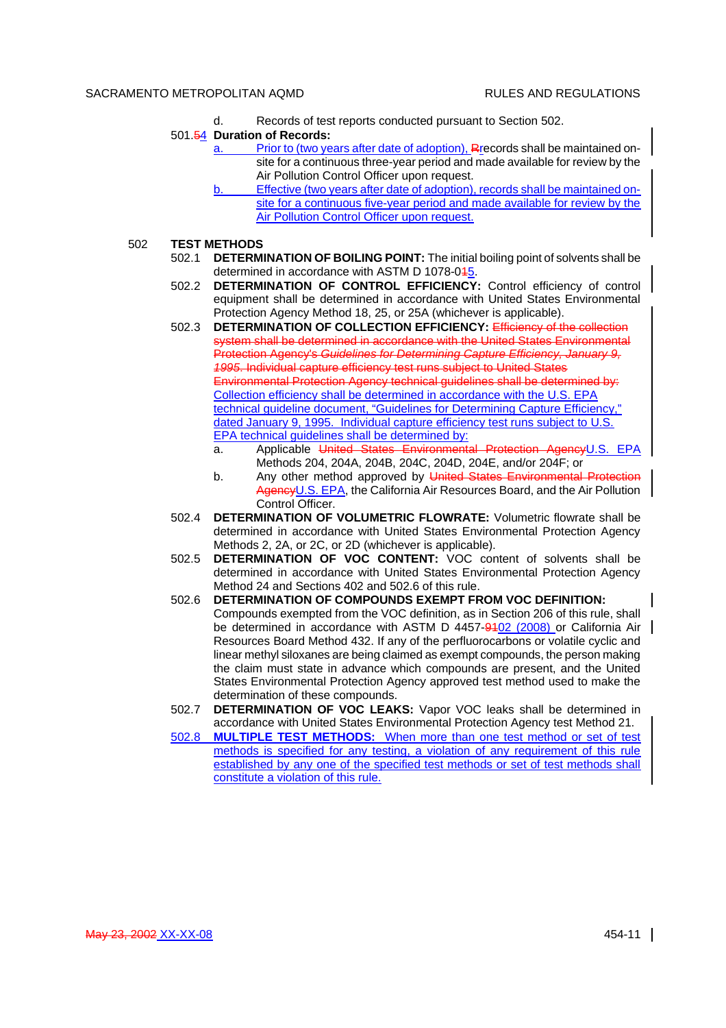d. Records of test reports conducted pursuant to Section 502.

501.~~5~~4 **Duration of Records:**

a. Prior to (two years after date of adoption), ~~R~~records shall be maintained on-site for a continuous three-year period and made available for review by the Air Pollution Control Officer upon request.

b. Effective (two years after date of adoption), records shall be maintained on-site for a continuous five-year period and made available for review by the Air Pollution Control Officer upon request.

## 502 TEST METHODS

502.1 **DETERMINATION OF BOILING POINT:** The initial boiling point of solvents shall be determined in accordance with ASTM D 1078-0~~1~~5.

502.2 **DETERMINATION OF CONTROL EFFICIENCY:** Control efficiency of control equipment shall be determined in accordance with United States Environmental Protection Agency Method 18, 25, or 25A (whichever is applicable).

502.3 **DETERMINATION OF COLLECTION EFFICIENCY:** ~~Efficiency of the collection system shall be determined in accordance with the United States Environmental Protection Agency's *Guidelines for Determining Capture Efficiency, January 9, 1995*. Individual capture efficiency test runs subject to United States Environmental Protection Agency technical guidelines shall be determined by:~~ Collection efficiency shall be determined in accordance with the U.S. EPA technical guideline document, "Guidelines for Determining Capture Efficiency," dated January 9, 1995. Individual capture efficiency test runs subject to U.S. EPA technical guidelines shall be determined by:

a. Applicable ~~United States Environmental Protection Agency~~U.S. EPA Methods 204, 204A, 204B, 204C, 204D, 204E, and/or 204F; or

b. Any other method approved by ~~United States Environmental Protection Agency~~U.S. EPA, the California Air Resources Board, and the Air Pollution Control Officer.

502.4 **DETERMINATION OF VOLUMETRIC FLOWRATE:** Volumetric flowrate shall be determined in accordance with United States Environmental Protection Agency Methods 2, 2A, or 2C, or 2D (whichever is applicable).

502.5 **DETERMINATION OF VOC CONTENT:** VOC content of solvents shall be determined in accordance with United States Environmental Protection Agency Method 24 and Sections 402 and 502.6 of this rule.

502.6 **DETERMINATION OF COMPOUNDS EXEMPT FROM VOC DEFINITION:** Compounds exempted from the VOC definition, as in Section 206 of this rule, shall be determined in accordance with ASTM D 4457-~~91~~02 (2008) or California Air Resources Board Method 432. If any of the perfluorocarbons or volatile cyclic and linear methyl siloxanes are being claimed as exempt compounds, the person making the claim must state in advance which compounds are present, and the United States Environmental Protection Agency approved test method used to make the determination of these compounds.

502.7 **DETERMINATION OF VOC LEAKS:** Vapor VOC leaks shall be determined in accordance with United States Environmental Protection Agency test Method 21.

502.8 **MULTIPLE TEST METHODS:** When more than one test method or set of test methods is specified for any testing, a violation of any requirement of this rule established by any one of the specified test methods or set of test methods shall constitute a violation of this rule.